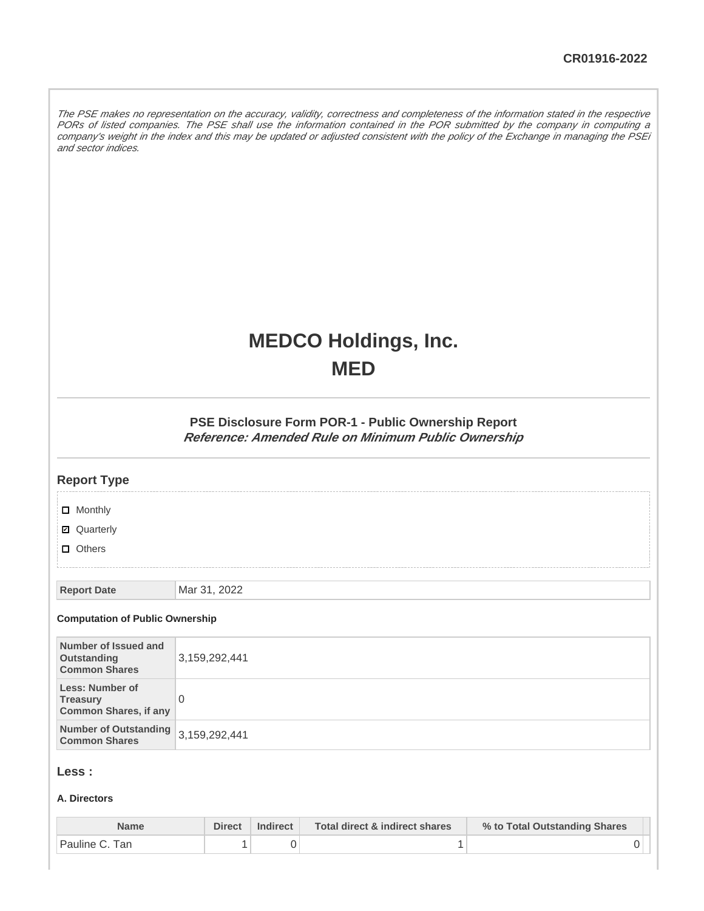CR01916-2022

*The PSE makes no representation on the accuracy, validity, correctness and completeness of the information stated in the respective PORs of listed companies. The PSE shall use the information contained in the POR submitted by the company in computing a company's weight in the index and this may be updated or adjusted consistent with the policy of the Exchange in managing the PSEi and sector indices.*

# MEDCO Holdings, Inc.
# MED

### PSE Disclosure Form POR-1 - Public Ownership Report
***Reference: Amended Rule on Minimum Public Ownership***

## Report Type

- ☐ Monthly
- ☑ Quarterly
- ☐ Others

| Report Date | Mar 31, 2022 |
|---|---|

**Computation of Public Ownership**

| Number of Issued and Outstanding Common Shares | 3,159,292,441 |
|---|---|
| Less: Number of Treasury Common Shares, if any | 0 |
| Number of Outstanding Common Shares | 3,159,292,441 |

## Less :

**A. Directors**

| Name | Direct | Indirect | Total direct & indirect shares | % to Total Outstanding Shares |
|---|---|---|---|---|
| Pauline C. Tan | 1 | 0 | 1 | 0 |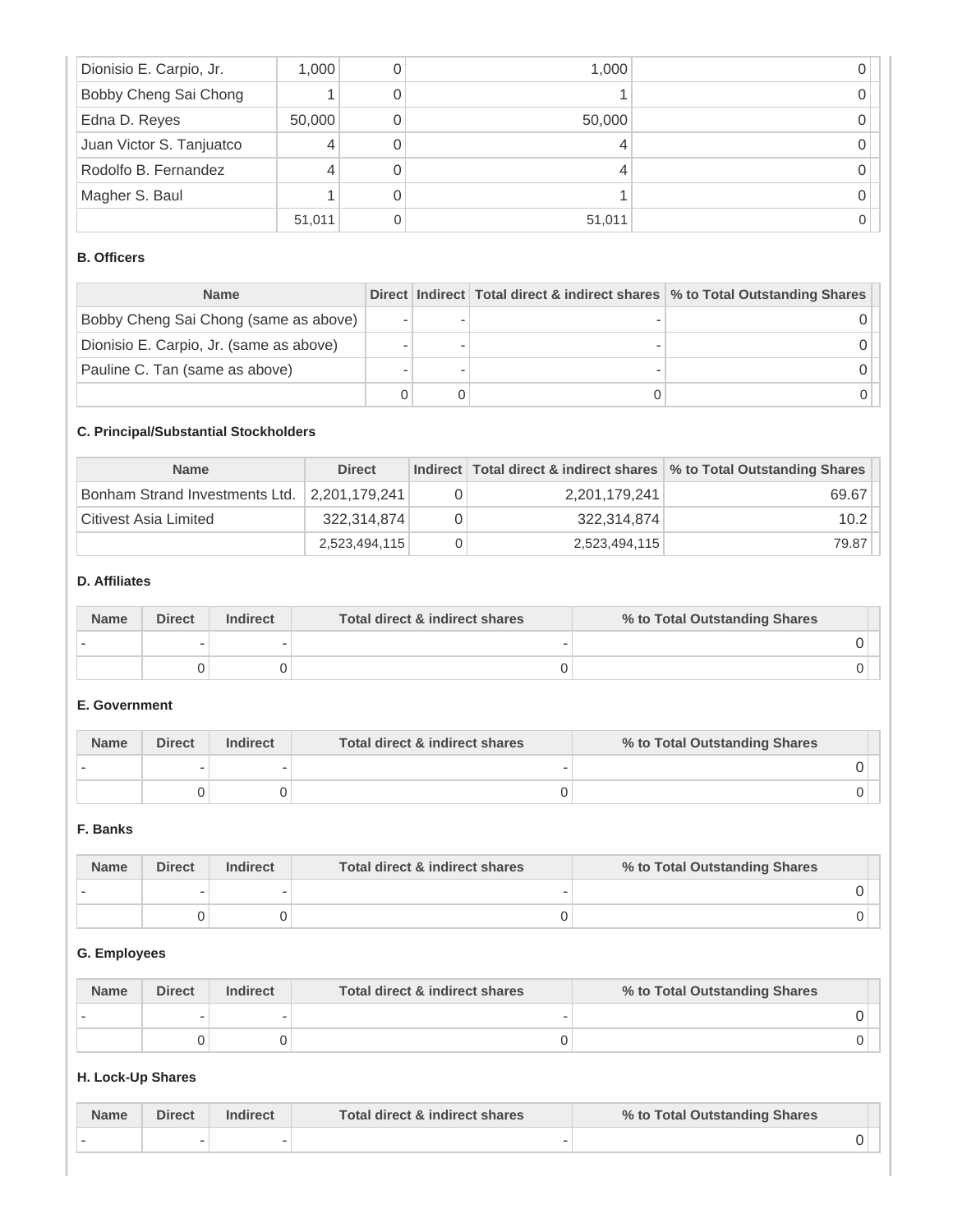| | | | | |
|---|---|---|---|---|
| Dionisio E. Carpio, Jr. | 1,000 | 0 | 1,000 | 0 |
| Bobby Cheng Sai Chong | 1 | 0 | 1 | 0 |
| Edna D. Reyes | 50,000 | 0 | 50,000 | 0 |
| Juan Victor S. Tanjuatco | 4 | 0 | 4 | 0 |
| Rodolfo B. Fernandez | 4 | 0 | 4 | 0 |
| Magher S. Baul | 1 | 0 | 1 | 0 |
| | 51,011 | 0 | 51,011 | 0 |

**B. Officers**

| Name | Direct | Indirect | Total direct & indirect shares | % to Total Outstanding Shares |
|---|---|---|---|---|
| Bobby Cheng Sai Chong (same as above) | - | - | - | 0 |
| Dionisio E. Carpio, Jr. (same as above) | - | - | - | 0 |
| Pauline C. Tan (same as above) | - | - | - | 0 |
| | 0 | 0 | 0 | 0 |

**C. Principal/Substantial Stockholders**

| Name | Direct | Indirect | Total direct & indirect shares | % to Total Outstanding Shares |
|---|---|---|---|---|
| Bonham Strand Investments Ltd. | 2,201,179,241 | 0 | 2,201,179,241 | 69.67 |
| Citivest Asia Limited | 322,314,874 | 0 | 322,314,874 | 10.2 |
| | 2,523,494,115 | 0 | 2,523,494,115 | 79.87 |

**D. Affiliates**

| Name | Direct | Indirect | Total direct & indirect shares | % to Total Outstanding Shares |
|---|---|---|---|---|
| - | - | - | - | 0 |
| | 0 | 0 | 0 | 0 |

**E. Government**

| Name | Direct | Indirect | Total direct & indirect shares | % to Total Outstanding Shares |
|---|---|---|---|---|
| - | - | - | - | 0 |
| | 0 | 0 | 0 | 0 |

**F. Banks**

| Name | Direct | Indirect | Total direct & indirect shares | % to Total Outstanding Shares |
|---|---|---|---|---|
| - | - | - | - | 0 |
| | 0 | 0 | 0 | 0 |

**G. Employees**

| Name | Direct | Indirect | Total direct & indirect shares | % to Total Outstanding Shares |
|---|---|---|---|---|
| - | - | - | - | 0 |
| | 0 | 0 | 0 | 0 |

**H. Lock-Up Shares**

| Name | Direct | Indirect | Total direct & indirect shares | % to Total Outstanding Shares |
|---|---|---|---|---|
| - | - | - | - | 0 |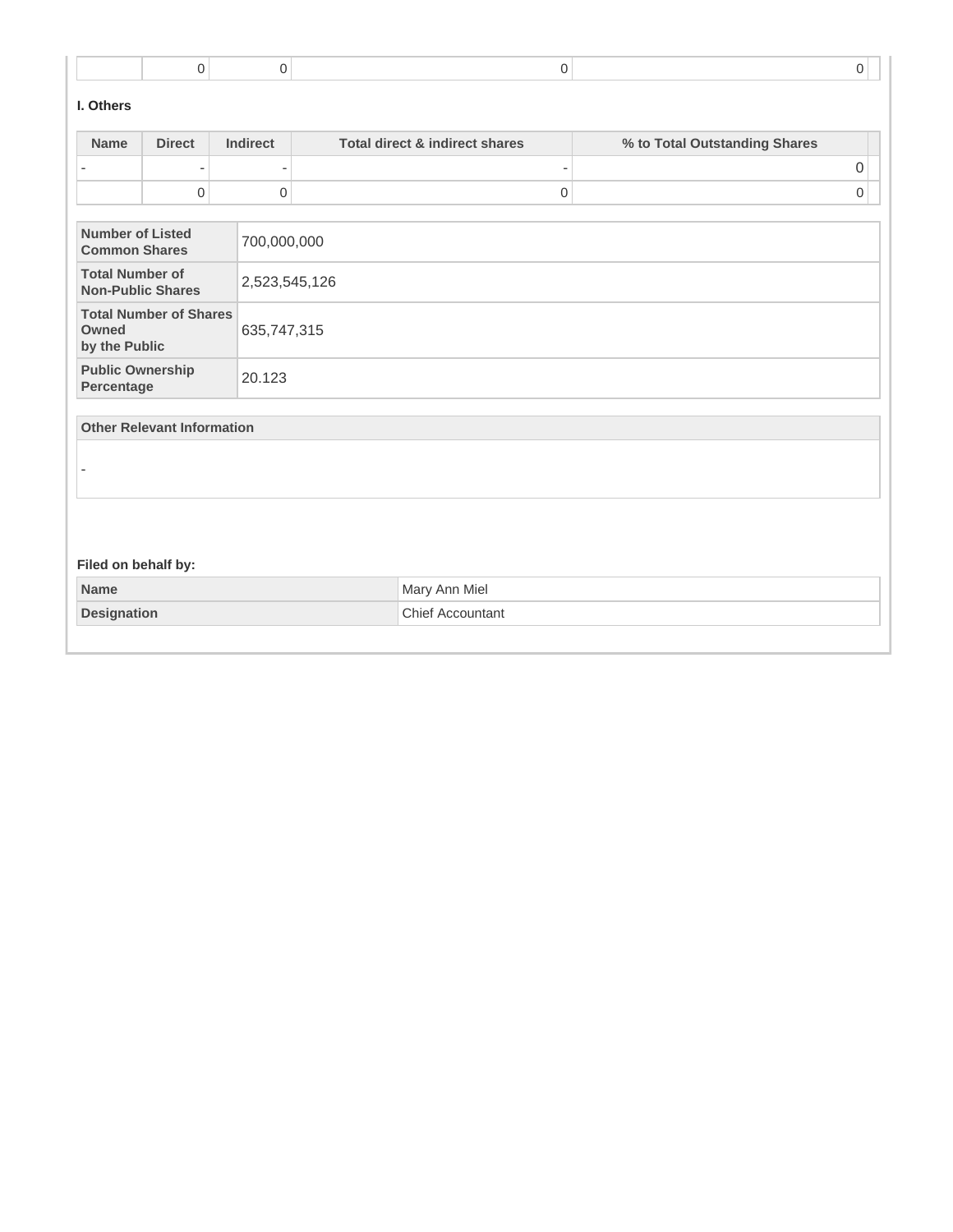| | | | | |
|---|---|---|---|---|
| | 0 | 0 | 0 | 0 |

**I. Others**

| Name | Direct | Indirect | Total direct & indirect shares | % to Total Outstanding Shares |
|---|---|---|---|---|
| - | - | - | - | 0 |
| | 0 | 0 | 0 | 0 |

| | |
|---|---|
| **Number of Listed Common Shares** | 700,000,000 |
| **Total Number of Non-Public Shares** | 2,523,545,126 |
| **Total Number of Shares Owned by the Public** | 635,747,315 |
| **Public Ownership Percentage** | 20.123 |

| Other Relevant Information |
|---|
| - |

**Filed on behalf by:**

| | |
|---|---|
| **Name** | Mary Ann Miel |
| **Designation** | Chief Accountant |